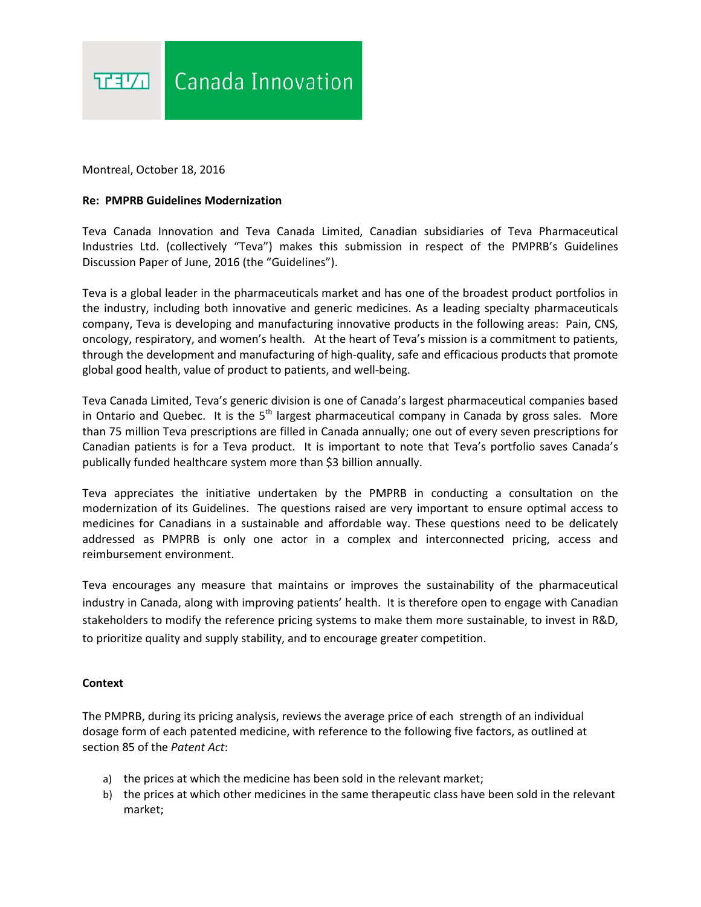TEVA Canada Innovation

Montreal, October 18, 2016

**Re: PMPRB Guidelines Modernization**

Teva Canada Innovation and Teva Canada Limited, Canadian subsidiaries of Teva Pharmaceutical Industries Ltd. (collectively "Teva") makes this submission in respect of the PMPRB's Guidelines Discussion Paper of June, 2016 (the "Guidelines").

Teva is a global leader in the pharmaceuticals market and has one of the broadest product portfolios in the industry, including both innovative and generic medicines. As a leading specialty pharmaceuticals company, Teva is developing and manufacturing innovative products in the following areas: Pain, CNS, oncology, respiratory, and women's health. At the heart of Teva's mission is a commitment to patients, through the development and manufacturing of high-quality, safe and efficacious products that promote global good health, value of product to patients, and well-being.

Teva Canada Limited, Teva's generic division is one of Canada's largest pharmaceutical companies based in Ontario and Quebec. It is the 5th largest pharmaceutical company in Canada by gross sales. More than 75 million Teva prescriptions are filled in Canada annually; one out of every seven prescriptions for Canadian patients is for a Teva product. It is important to note that Teva's portfolio saves Canada's publically funded healthcare system more than $3 billion annually.

Teva appreciates the initiative undertaken by the PMPRB in conducting a consultation on the modernization of its Guidelines. The questions raised are very important to ensure optimal access to medicines for Canadians in a sustainable and affordable way. These questions need to be delicately addressed as PMPRB is only one actor in a complex and interconnected pricing, access and reimbursement environment.

Teva encourages any measure that maintains or improves the sustainability of the pharmaceutical industry in Canada, along with improving patients' health. It is therefore open to engage with Canadian stakeholders to modify the reference pricing systems to make them more sustainable, to invest in R&D, to prioritize quality and supply stability, and to encourage greater competition.

**Context**

The PMPRB, during its pricing analysis, reviews the average price of each strength of an individual dosage form of each patented medicine, with reference to the following five factors, as outlined at section 85 of the *Patent Act*:

a) the prices at which the medicine has been sold in the relevant market;
b) the prices at which other medicines in the same therapeutic class have been sold in the relevant market;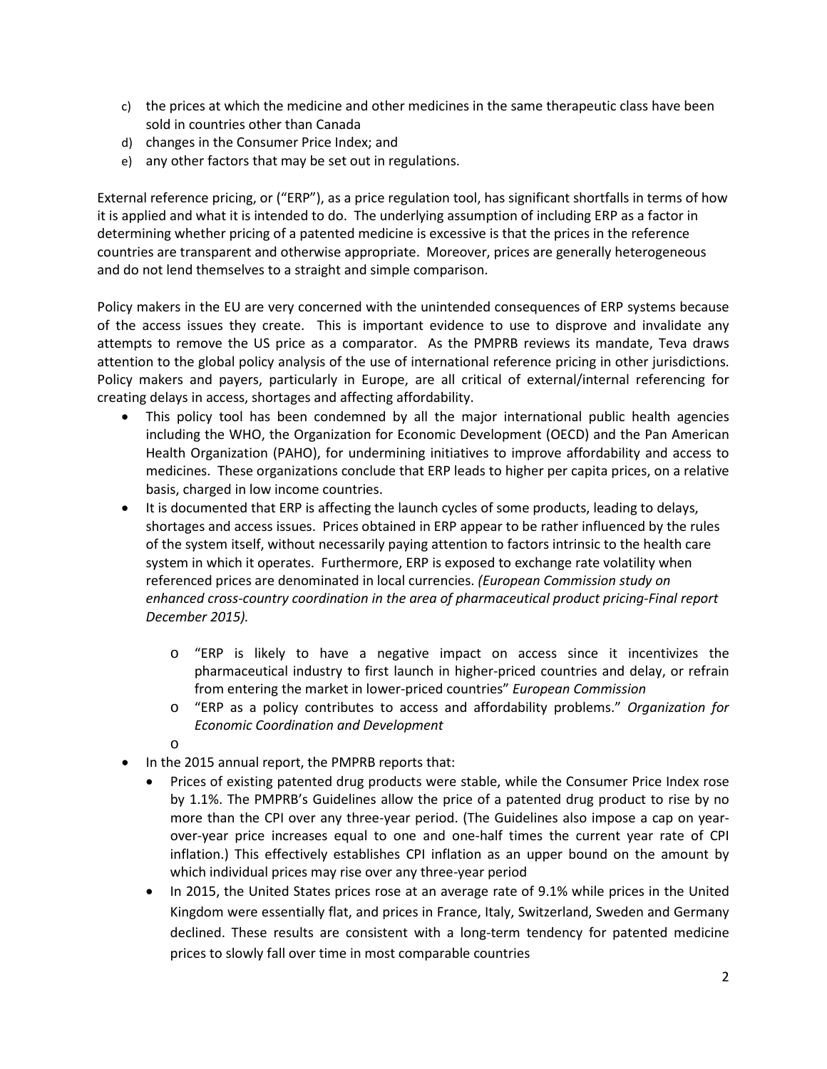c) the prices at which the medicine and other medicines in the same therapeutic class have been sold in countries other than Canada
d) changes in the Consumer Price Index; and
e) any other factors that may be set out in regulations.

External reference pricing, or ("ERP"), as a price regulation tool, has significant shortfalls in terms of how it is applied and what it is intended to do. The underlying assumption of including ERP as a factor in determining whether pricing of a patented medicine is excessive is that the prices in the reference countries are transparent and otherwise appropriate. Moreover, prices are generally heterogeneous and do not lend themselves to a straight and simple comparison.

Policy makers in the EU are very concerned with the unintended consequences of ERP systems because of the access issues they create. This is important evidence to use to disprove and invalidate any attempts to remove the US price as a comparator. As the PMPRB reviews its mandate, Teva draws attention to the global policy analysis of the use of international reference pricing in other jurisdictions. Policy makers and payers, particularly in Europe, are all critical of external/internal referencing for creating delays in access, shortages and affecting affordability.

- This policy tool has been condemned by all the major international public health agencies including the WHO, the Organization for Economic Development (OECD) and the Pan American Health Organization (PAHO), for undermining initiatives to improve affordability and access to medicines. These organizations conclude that ERP leads to higher per capita prices, on a relative basis, charged in low income countries.
- It is documented that ERP is affecting the launch cycles of some products, leading to delays, shortages and access issues. Prices obtained in ERP appear to be rather influenced by the rules of the system itself, without necessarily paying attention to factors intrinsic to the health care system in which it operates. Furthermore, ERP is exposed to exchange rate volatility when referenced prices are denominated in local currencies. *(European Commission study on enhanced cross-country coordination in the area of pharmaceutical product pricing-Final report December 2015).*
    - "ERP is likely to have a negative impact on access since it incentivizes the pharmaceutical industry to first launch in higher-priced countries and delay, or refrain from entering the market in lower-priced countries" *European Commission*
    - "ERP as a policy contributes to access and affordability problems." *Organization for Economic Coordination and Development*
- In the 2015 annual report, the PMPRB reports that:
    - Prices of existing patented drug products were stable, while the Consumer Price Index rose by 1.1%. The PMPRB's Guidelines allow the price of a patented drug product to rise by no more than the CPI over any three-year period. (The Guidelines also impose a cap on year-over-year price increases equal to one and one-half times the current year rate of CPI inflation.) This effectively establishes CPI inflation as an upper bound on the amount by which individual prices may rise over any three-year period
    - In 2015, the United States prices rose at an average rate of 9.1% while prices in the United Kingdom were essentially flat, and prices in France, Italy, Switzerland, Sweden and Germany declined. These results are consistent with a long-term tendency for patented medicine prices to slowly fall over time in most comparable countries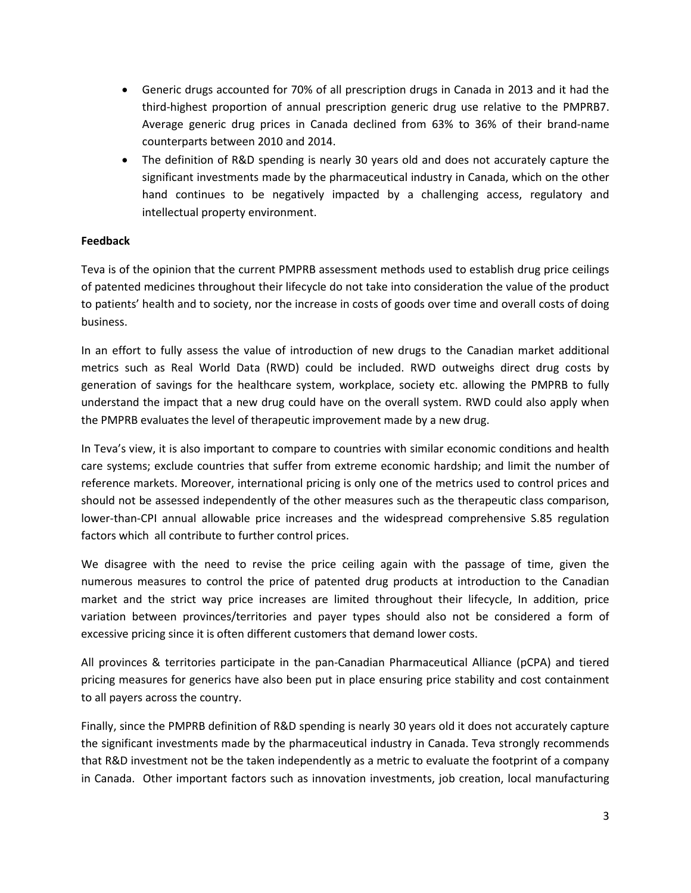- Generic drugs accounted for 70% of all prescription drugs in Canada in 2013 and it had the third-highest proportion of annual prescription generic drug use relative to the PMPRB7. Average generic drug prices in Canada declined from 63% to 36% of their brand-name counterparts between 2010 and 2014.
- The definition of R&D spending is nearly 30 years old and does not accurately capture the significant investments made by the pharmaceutical industry in Canada, which on the other hand continues to be negatively impacted by a challenging access, regulatory and intellectual property environment.

**Feedback**

Teva is of the opinion that the current PMPRB assessment methods used to establish drug price ceilings of patented medicines throughout their lifecycle do not take into consideration the value of the product to patients' health and to society, nor the increase in costs of goods over time and overall costs of doing business.

In an effort to fully assess the value of introduction of new drugs to the Canadian market additional metrics such as Real World Data (RWD) could be included. RWD outweighs direct drug costs by generation of savings for the healthcare system, workplace, society etc. allowing the PMPRB to fully understand the impact that a new drug could have on the overall system. RWD could also apply when the PMPRB evaluates the level of therapeutic improvement made by a new drug.

In Teva's view, it is also important to compare to countries with similar economic conditions and health care systems; exclude countries that suffer from extreme economic hardship; and limit the number of reference markets. Moreover, international pricing is only one of the metrics used to control prices and should not be assessed independently of the other measures such as the therapeutic class comparison, lower-than-CPI annual allowable price increases and the widespread comprehensive S.85 regulation factors which all contribute to further control prices.

We disagree with the need to revise the price ceiling again with the passage of time, given the numerous measures to control the price of patented drug products at introduction to the Canadian market and the strict way price increases are limited throughout their lifecycle, In addition, price variation between provinces/territories and payer types should also not be considered a form of excessive pricing since it is often different customers that demand lower costs.

All provinces & territories participate in the pan-Canadian Pharmaceutical Alliance (pCPA) and tiered pricing measures for generics have also been put in place ensuring price stability and cost containment to all payers across the country.

Finally, since the PMPRB definition of R&D spending is nearly 30 years old it does not accurately capture the significant investments made by the pharmaceutical industry in Canada. Teva strongly recommends that R&D investment not be the taken independently as a metric to evaluate the footprint of a company in Canada. Other important factors such as innovation investments, job creation, local manufacturing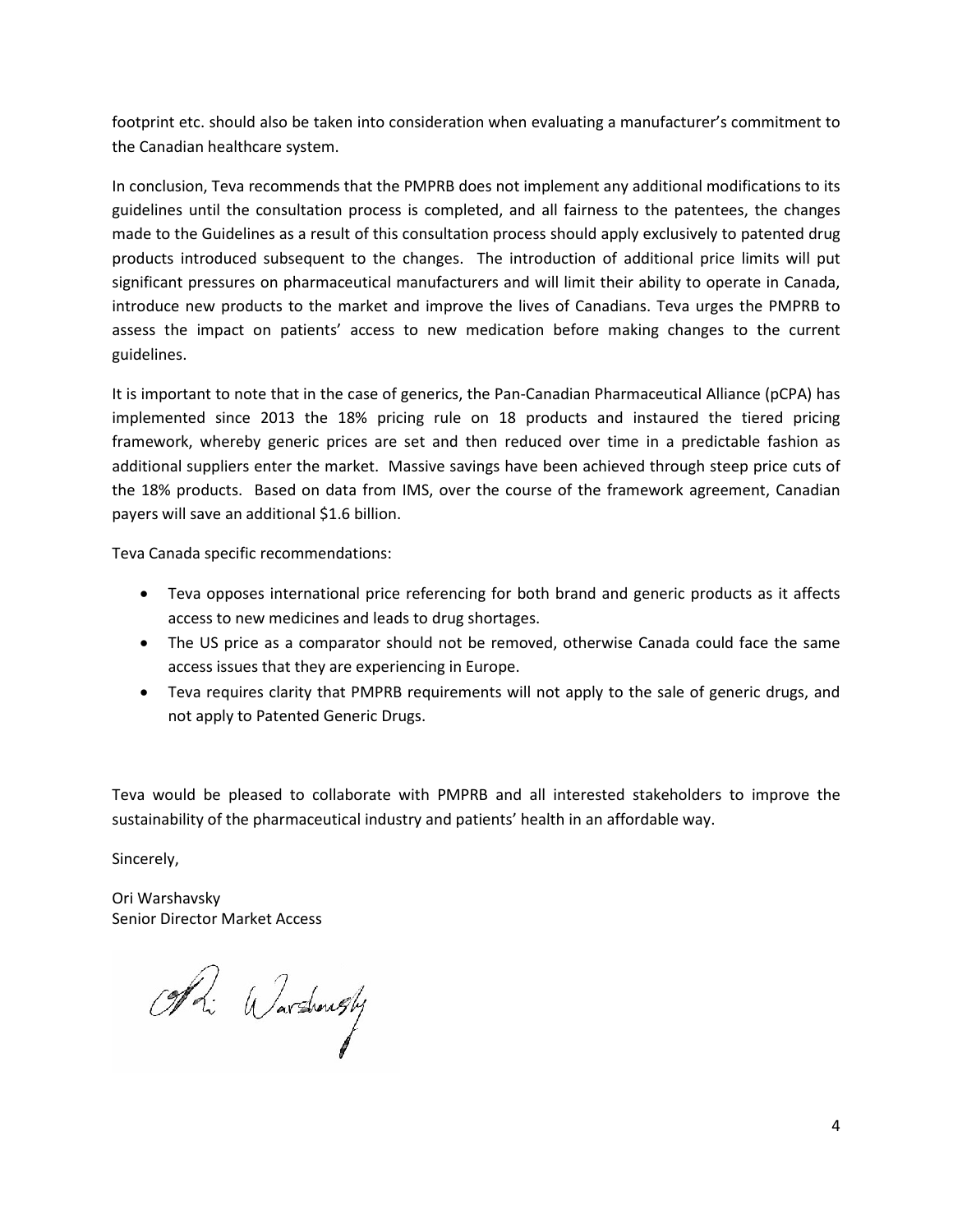footprint etc. should also be taken into consideration when evaluating a manufacturer's commitment to the Canadian healthcare system.

In conclusion, Teva recommends that the PMPRB does not implement any additional modifications to its guidelines until the consultation process is completed, and all fairness to the patentees, the changes made to the Guidelines as a result of this consultation process should apply exclusively to patented drug products introduced subsequent to the changes. The introduction of additional price limits will put significant pressures on pharmaceutical manufacturers and will limit their ability to operate in Canada, introduce new products to the market and improve the lives of Canadians. Teva urges the PMPRB to assess the impact on patients' access to new medication before making changes to the current guidelines.

It is important to note that in the case of generics, the Pan-Canadian Pharmaceutical Alliance (pCPA) has implemented since 2013 the 18% pricing rule on 18 products and instaured the tiered pricing framework, whereby generic prices are set and then reduced over time in a predictable fashion as additional suppliers enter the market. Massive savings have been achieved through steep price cuts of the 18% products. Based on data from IMS, over the course of the framework agreement, Canadian payers will save an additional $1.6 billion.

Teva Canada specific recommendations:

- Teva opposes international price referencing for both brand and generic products as it affects access to new medicines and leads to drug shortages.
- The US price as a comparator should not be removed, otherwise Canada could face the same access issues that they are experiencing in Europe.
- Teva requires clarity that PMPRB requirements will not apply to the sale of generic drugs, and not apply to Patented Generic Drugs.

Teva would be pleased to collaborate with PMPRB and all interested stakeholders to improve the sustainability of the pharmaceutical industry and patients' health in an affordable way.

Sincerely,

Ori Warshavsky
Senior Director Market Access